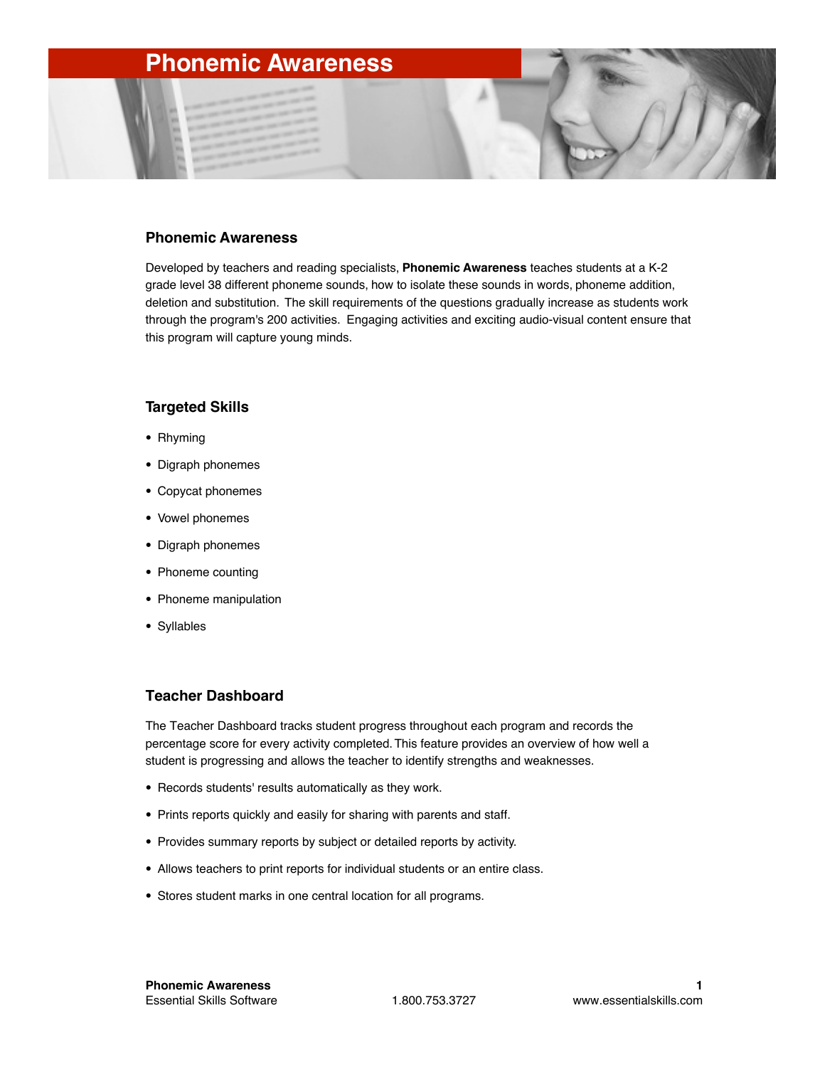# Phonemic Awareness

## Phonemic Awareness

Developed by teachers and reading specialists, **Phonemic Awareness** teaches students at a K-2 grade level 38 different phoneme sounds, how to isolate these sounds in words, phoneme addition, deletion and substitution. The skill requirements of the questions gradually increase as students work through the program's 200 activities. Engaging activities and exciting audio-visual content ensure that this program will capture young minds.

## Targeted Skills

- Rhyming
- Digraph phonemes
- Copycat phonemes
- Vowel phonemes
- Digraph phonemes
- Phoneme counting
- Phoneme manipulation
- Syllables

## Teacher Dashboard

The Teacher Dashboard tracks student progress throughout each program and records the percentage score for every activity completed. This feature provides an overview of how well a student is progressing and allows the teacher to identify strengths and weaknesses.

- Records students' results automatically as they work.
- Prints reports quickly and easily for sharing with parents and staff.
- Provides summary reports by subject or detailed reports by activity.
- Allows teachers to print reports for individual students or an entire class.
- Stores student marks in one central location for all programs.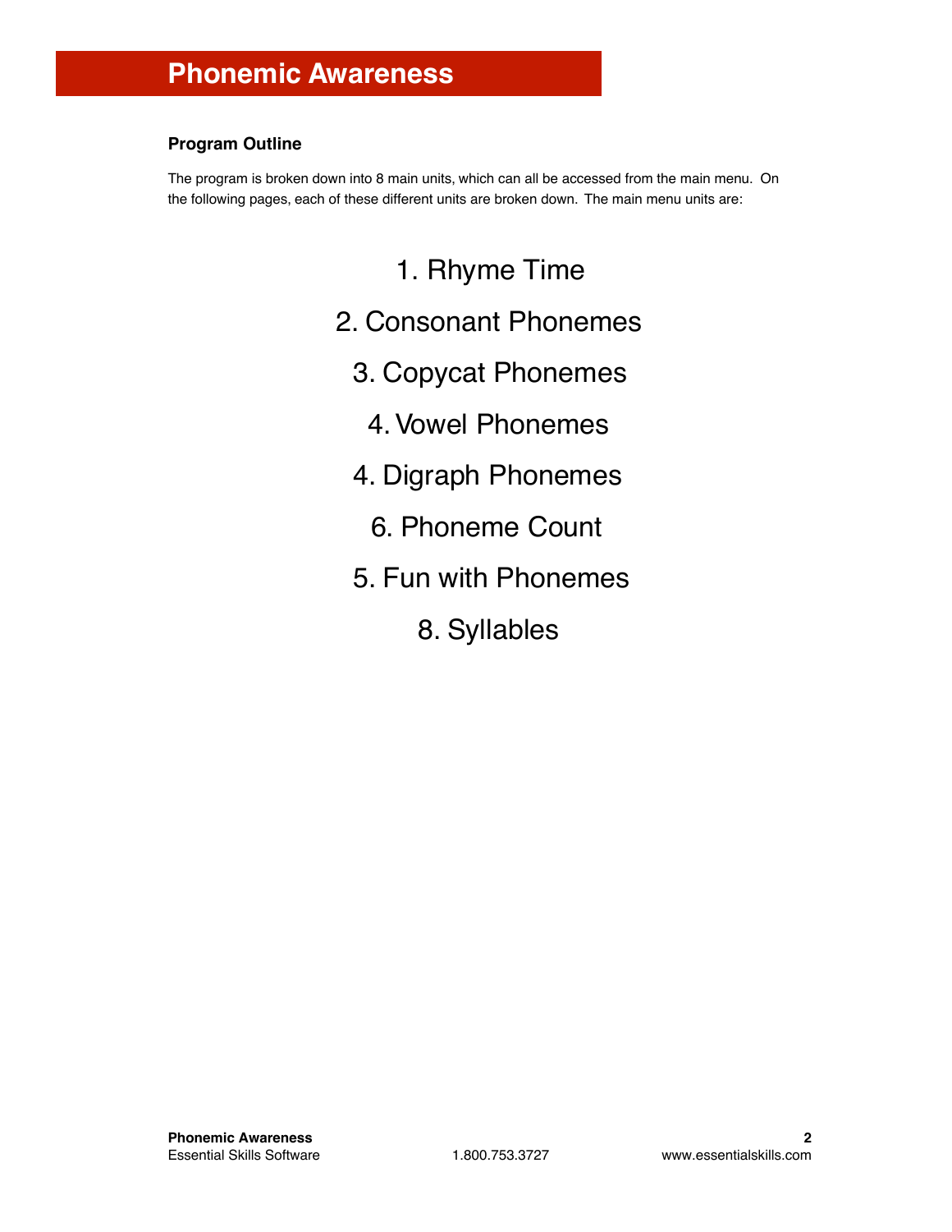# Phonemic Awareness

## Program Outline

The program is broken down into 8 main units, which can all be accessed from the main menu. On the following pages, each of these different units are broken down. The main menu units are:

1. Rhyme Time
2. Consonant Phonemes
3. Copycat Phonemes
4. Vowel Phonemes
4. Digraph Phonemes
6. Phoneme Count
5. Fun with Phonemes
8. Syllables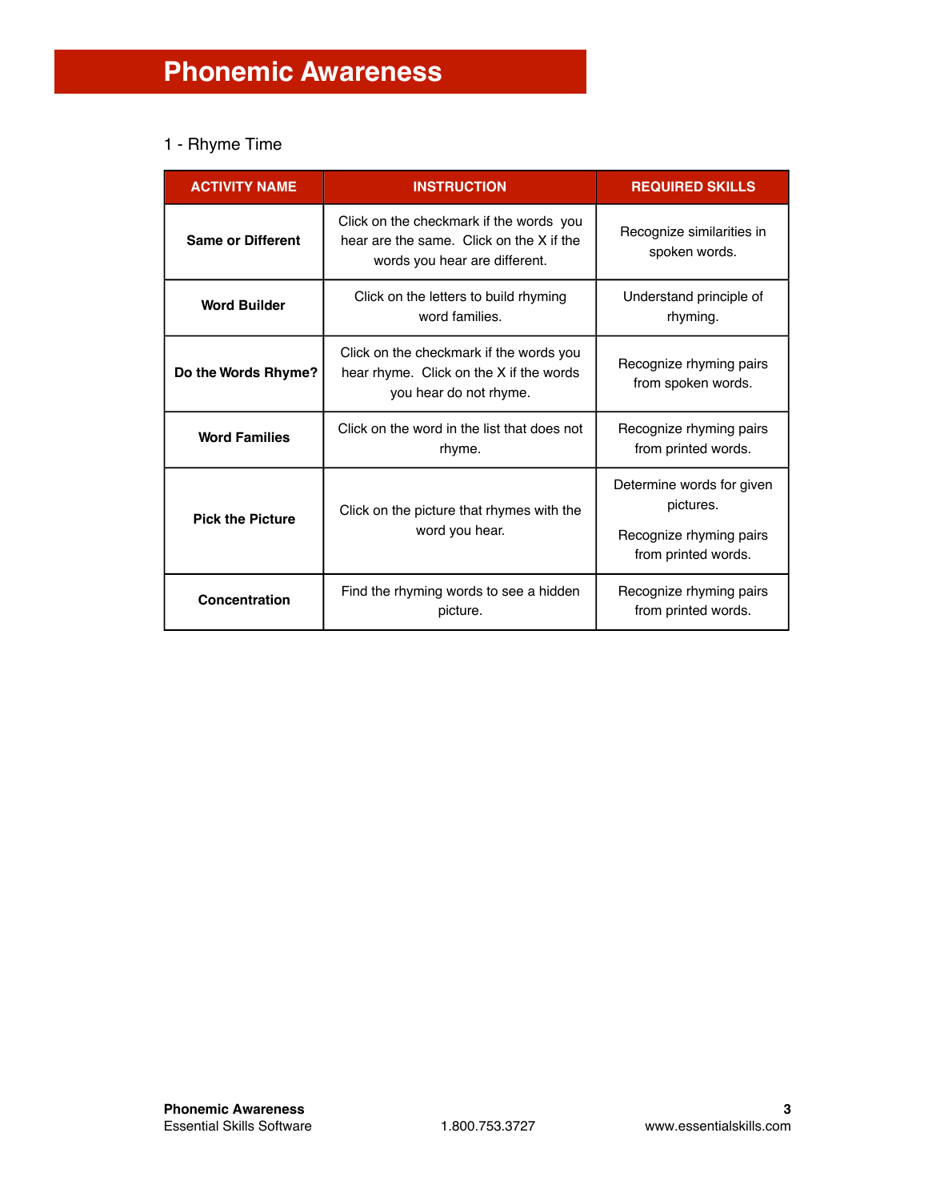# Phonemic Awareness

## 1 - Rhyme Time

| ACTIVITY NAME | INSTRUCTION | REQUIRED SKILLS |
|---|---|---|
| **Same or Different** | Click on the checkmark if the words you hear are the same. Click on the X if the words you hear are different. | Recognize similarities in spoken words. |
| **Word Builder** | Click on the letters to build rhyming word families. | Understand principle of rhyming. |
| **Do the Words Rhyme?** | Click on the checkmark if the words you hear rhyme. Click on the X if the words you hear do not rhyme. | Recognize rhyming pairs from spoken words. |
| **Word Families** | Click on the word in the list that does not rhyme. | Recognize rhyming pairs from printed words. |
| **Pick the Picture** | Click on the picture that rhymes with the word you hear. | Determine words for given pictures. Recognize rhyming pairs from printed words. |
| **Concentration** | Find the rhyming words to see a hidden picture. | Recognize rhyming pairs from printed words. |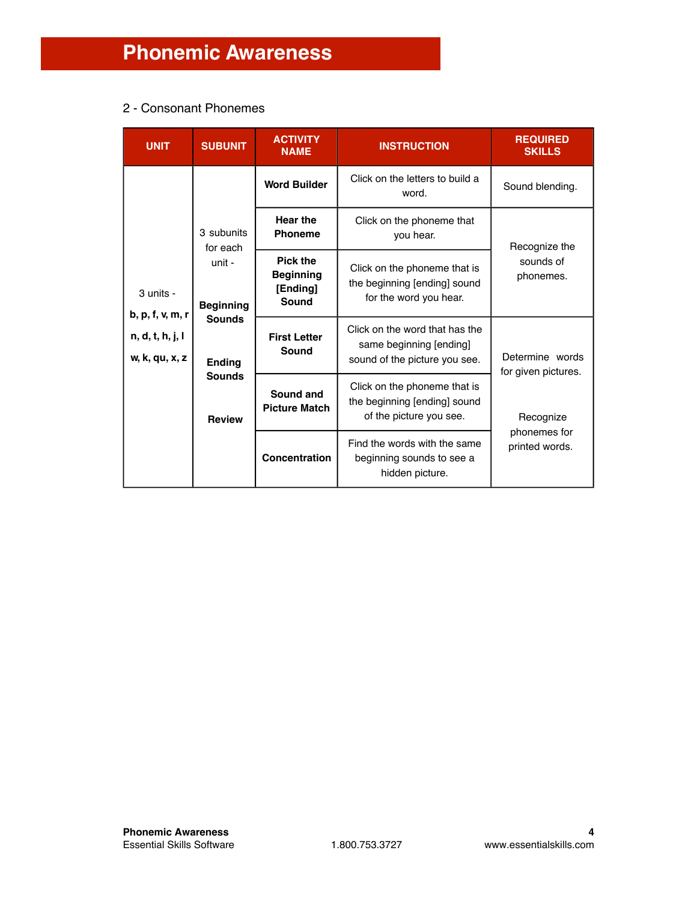# Phonemic Awareness

2 - Consonant Phonemes

| UNIT | SUBUNIT | ACTIVITY NAME | INSTRUCTION | REQUIRED SKILLS |
|---|---|---|---|---|
| 3 units - **b, p, f, v, m, r** **n, d, t, h, j, l** **w, k, qu, x, z** | 3 subunits for each unit - **Beginning Sounds** **Ending Sounds** **Review** | **Word Builder** | Click on the letters to build a word. | Sound blending. |
| | | **Hear the Phoneme** | Click on the phoneme that you hear. | Recognize the sounds of phonemes. |
| | | **Pick the Beginning [Ending] Sound** | Click on the phoneme that is the beginning [ending] sound for the word you hear. | |
| | | **First Letter Sound** | Click on the word that has the same beginning [ending] sound of the picture you see. | Determine words for given pictures. Recognize phonemes for printed words. |
| | | **Sound and Picture Match** | Click on the phoneme that is the beginning [ending] sound of the picture you see. | |
| | | **Concentration** | Find the words with the same beginning sounds to see a hidden picture. | |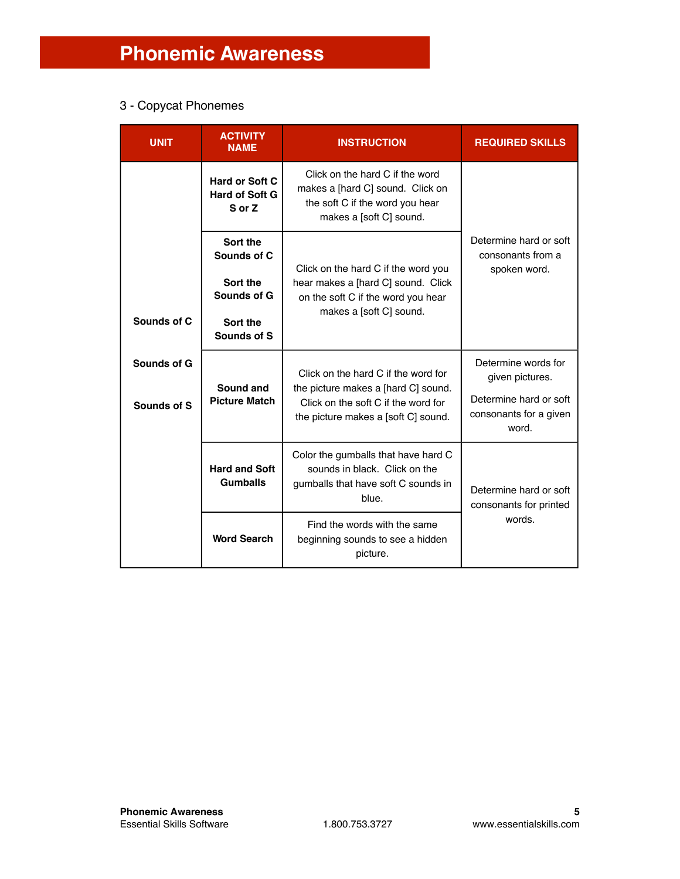# Phonemic Awareness

3 - Copycat Phonemes

| UNIT | ACTIVITY NAME | INSTRUCTION | REQUIRED SKILLS |
|---|---|---|---|
| Sounds of C<br><br>Sounds of G<br><br>Sounds of S | **Hard or Soft C**<br>**Hard of Soft G**<br>**S or Z** | Click on the hard C if the word makes a [hard C] sound. Click on the soft C if the word you hear makes a [soft C] sound. | Determine hard or soft consonants from a spoken word. |
| | **Sort the Sounds of C**<br><br>**Sort the Sounds of G**<br><br>**Sort the Sounds of S** | Click on the hard C if the word you hear makes a [hard C] sound. Click on the soft C if the word you hear makes a [soft C] sound. | |
| | **Sound and Picture Match** | Click on the hard C if the word for the picture makes a [hard C] sound. Click on the soft C if the word for the picture makes a [soft C] sound. | Determine words for given pictures.<br><br>Determine hard or soft consonants for a given word. |
| | **Hard and Soft Gumballs** | Color the gumballs that have hard C sounds in black. Click on the gumballs that have soft C sounds in blue. | Determine hard or soft consonants for printed words. |
| | **Word Search** | Find the words with the same beginning sounds to see a hidden picture. | |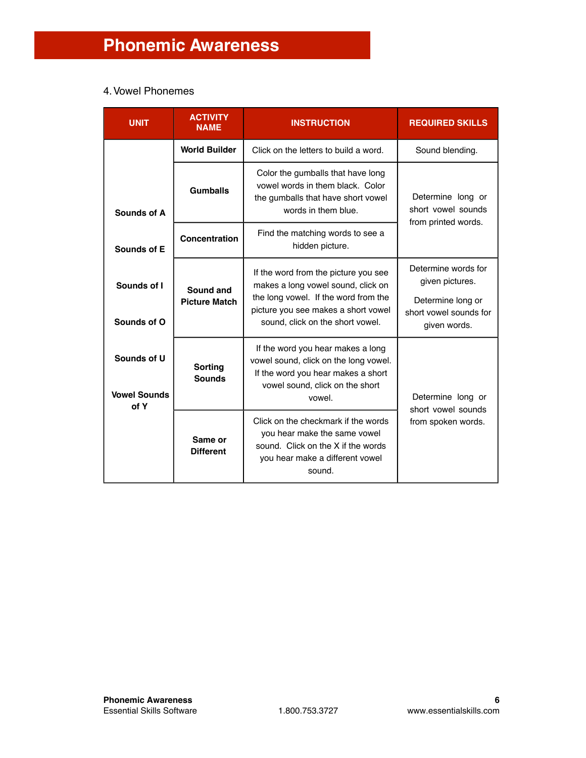# Phonemic Awareness

4. Vowel Phonemes

| UNIT | ACTIVITY NAME | INSTRUCTION | REQUIRED SKILLS |
|---|---|---|---|
| **Sounds of A**<br><br>**Sounds of E**<br><br>**Sounds of I**<br><br>**Sounds of O**<br><br>**Sounds of U**<br><br>**Vowel Sounds of Y** | **World Builder** | Click on the letters to build a word. | Sound blending. |
| | **Gumballs** | Color the gumballs that have long vowel words in them black. Color the gumballs that have short vowel words in them blue. | Determine long or short vowel sounds from printed words. |
| | **Concentration** | Find the matching words to see a hidden picture. | |
| | **Sound and Picture Match** | If the word from the picture you see makes a long vowel sound, click on the long vowel. If the word from the picture you see makes a short vowel sound, click on the short vowel. | Determine words for given pictures.<br><br>Determine long or short vowel sounds for given words. |
| | **Sorting Sounds** | If the word you hear makes a long vowel sound, click on the long vowel. If the word you hear makes a short vowel sound, click on the short vowel. | Determine long or short vowel sounds from spoken words. |
| | **Same or Different** | Click on the checkmark if the words you hear make the same vowel sound. Click on the X if the words you hear make a different vowel sound. | |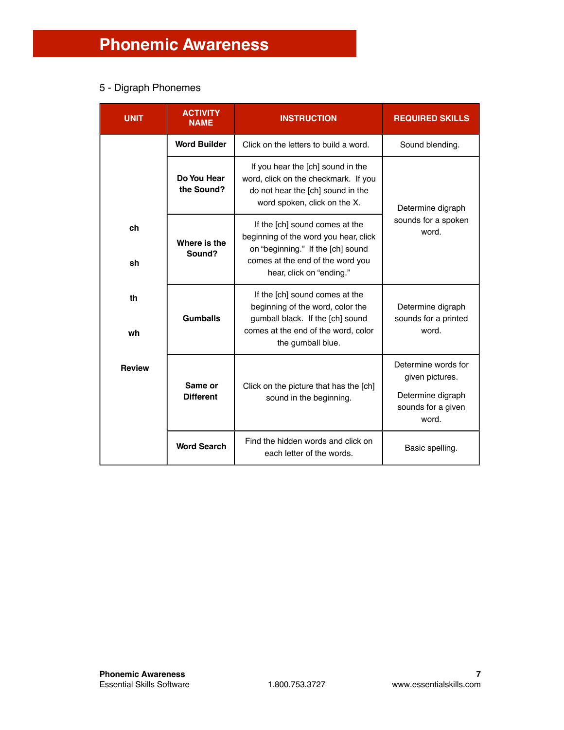# Phonemic Awareness

5 - Digraph Phonemes

| UNIT | ACTIVITY NAME | INSTRUCTION | REQUIRED SKILLS |
| --- | --- | --- | --- |
| ch<br><br>sh<br><br>th<br><br>wh<br><br>Review | **Word Builder** | Click on the letters to build a word. | Sound blending. |
| | **Do You Hear the Sound?** | If you hear the [ch] sound in the word, click on the checkmark. If you do not hear the [ch] sound in the word spoken, click on the X. | Determine digraph sounds for a spoken word. |
| | **Where is the Sound?** | If the [ch] sound comes at the beginning of the word you hear, click on "beginning." If the [ch] sound comes at the end of the word you hear, click on "ending." | |
| | **Gumballs** | If the [ch] sound comes at the beginning of the word, color the gumball black. If the [ch] sound comes at the end of the word, color the gumball blue. | Determine digraph sounds for a printed word. |
| | **Same or Different** | Click on the picture that has the [ch] sound in the beginning. | Determine words for given pictures.<br><br>Determine digraph sounds for a given word. |
| | **Word Search** | Find the hidden words and click on each letter of the words. | Basic spelling. |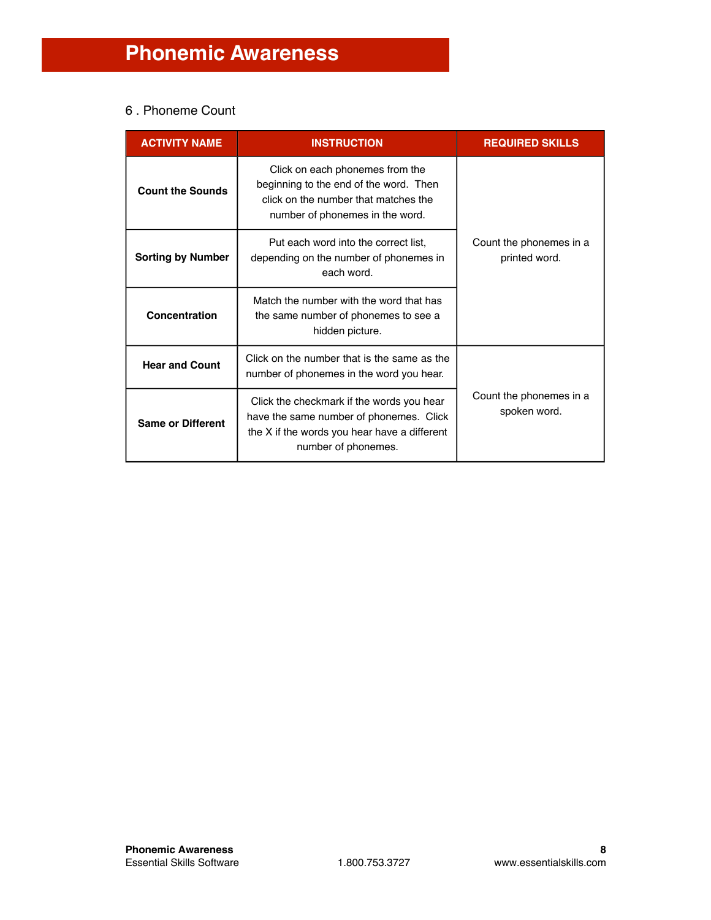# Phonemic Awareness

6 . Phoneme Count

| ACTIVITY NAME | INSTRUCTION | REQUIRED SKILLS |
|---|---|---|
| **Count the Sounds** | Click on each phonemes from the beginning to the end of the word. Then click on the number that matches the number of phonemes in the word. | Count the phonemes in a printed word. |
| **Sorting by Number** | Put each word into the correct list, depending on the number of phonemes in each word. | |
| **Concentration** | Match the number with the word that has the same number of phonemes to see a hidden picture. | |
| **Hear and Count** | Click on the number that is the same as the number of phonemes in the word you hear. | Count the phonemes in a spoken word. |
| **Same or Different** | Click the checkmark if the words you hear have the same number of phonemes. Click the X if the words you hear have a different number of phonemes. | |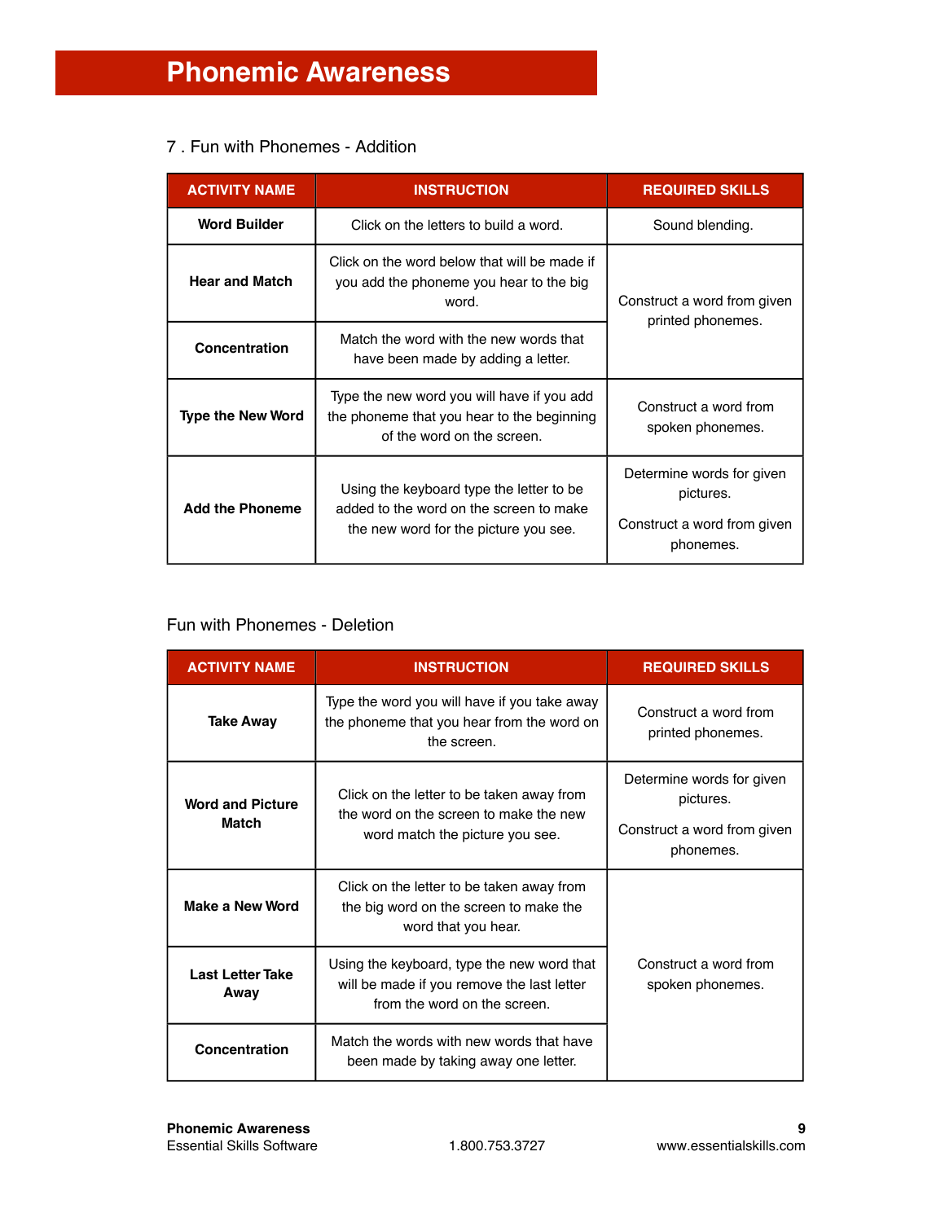# Phonemic Awareness

7 . Fun with Phonemes - Addition

| ACTIVITY NAME | INSTRUCTION | REQUIRED SKILLS |
|---|---|---|
| **Word Builder** | Click on the letters to build a word. | Sound blending. |
| **Hear and Match** | Click on the word below that will be made if you add the phoneme you hear to the big word. | Construct a word from given printed phonemes. |
| **Concentration** | Match the word with the new words that have been made by adding a letter. | Construct a word from given printed phonemes. |
| **Type the New Word** | Type the new word you will have if you add the phoneme that you hear to the beginning of the word on the screen. | Construct a word from spoken phonemes. |
| **Add the Phoneme** | Using the keyboard type the letter to be added to the word on the screen to make the new word for the picture you see. | Determine words for given pictures. Construct a word from given phonemes. |

Fun with Phonemes - Deletion

| ACTIVITY NAME | INSTRUCTION | REQUIRED SKILLS |
|---|---|---|
| **Take Away** | Type the word you will have if you take away the phoneme that you hear from the word on the screen. | Construct a word from printed phonemes. |
| **Word and Picture Match** | Click on the letter to be taken away from the word on the screen to make the new word match the picture you see. | Determine words for given pictures. Construct a word from given phonemes. |
| **Make a New Word** | Click on the letter to be taken away from the big word on the screen to make the word that you hear. | Construct a word from spoken phonemes. |
| **Last Letter Take Away** | Using the keyboard, type the new word that will be made if you remove the last letter from the word on the screen. | Construct a word from spoken phonemes. |
| **Concentration** | Match the words with new words that have been made by taking away one letter. | Construct a word from spoken phonemes. |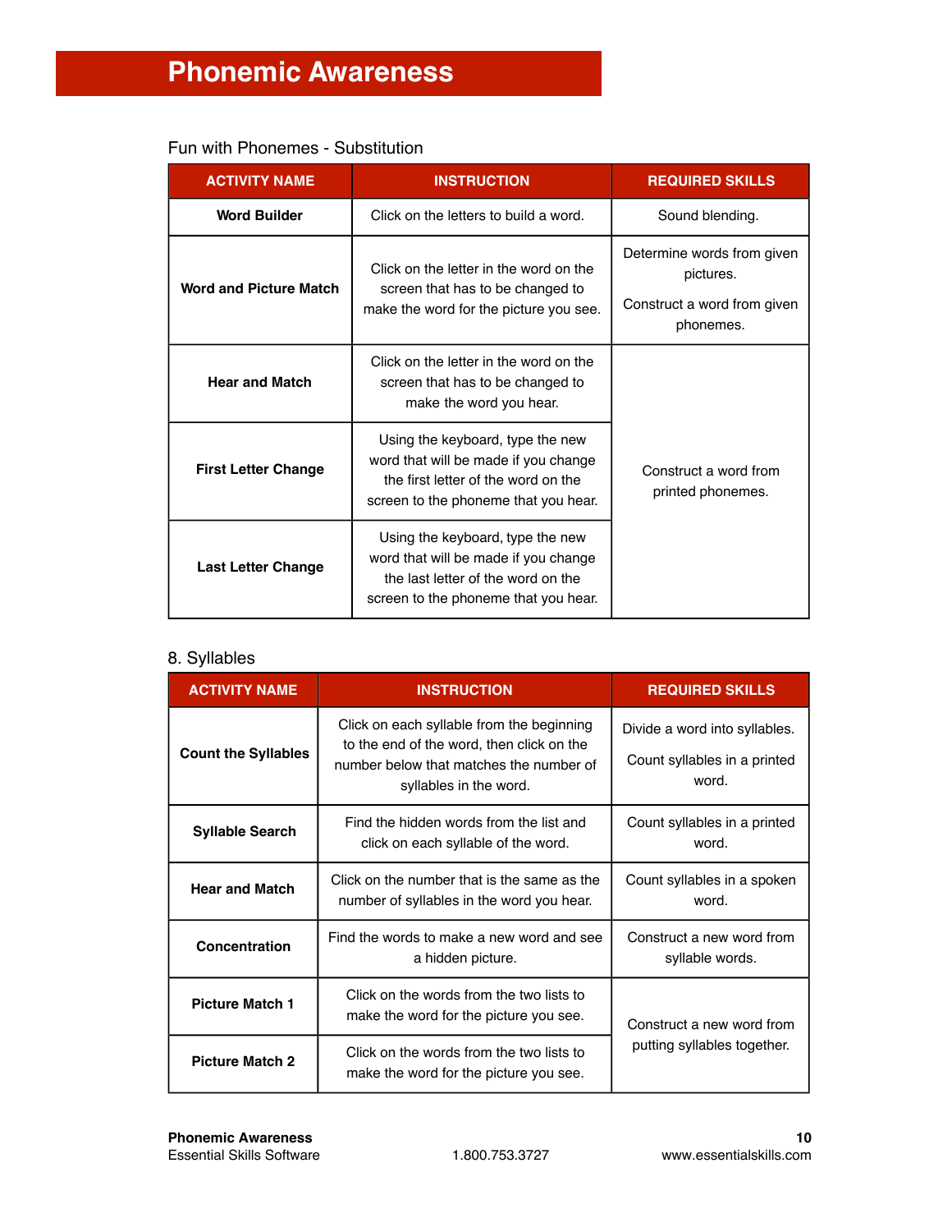# Phonemic Awareness

Fun with Phonemes - Substitution

| ACTIVITY NAME | INSTRUCTION | REQUIRED SKILLS |
|---|---|---|
| **Word Builder** | Click on the letters to build a word. | Sound blending. |
| **Word and Picture Match** | Click on the letter in the word on the screen that has to be changed to make the word for the picture you see. | Determine words from given pictures. Construct a word from given phonemes. |
| **Hear and Match** | Click on the letter in the word on the screen that has to be changed to make the word you hear. | Construct a word from printed phonemes. |
| **First Letter Change** | Using the keyboard, type the new word that will be made if you change the first letter of the word on the screen to the phoneme that you hear. | |
| **Last Letter Change** | Using the keyboard, type the new word that will be made if you change the last letter of the word on the screen to the phoneme that you hear. | |

8. Syllables

| ACTIVITY NAME | INSTRUCTION | REQUIRED SKILLS |
|---|---|---|
| **Count the Syllables** | Click on each syllable from the beginning to the end of the word, then click on the number below that matches the number of syllables in the word. | Divide a word into syllables. Count syllables in a printed word. |
| **Syllable Search** | Find the hidden words from the list and click on each syllable of the word. | Count syllables in a printed word. |
| **Hear and Match** | Click on the number that is the same as the number of syllables in the word you hear. | Count syllables in a spoken word. |
| **Concentration** | Find the words to make a new word and see a hidden picture. | Construct a new word from syllable words. |
| **Picture Match 1** | Click on the words from the two lists to make the word for the picture you see. | Construct a new word from putting syllables together. |
| **Picture Match 2** | Click on the words from the two lists to make the word for the picture you see. | |